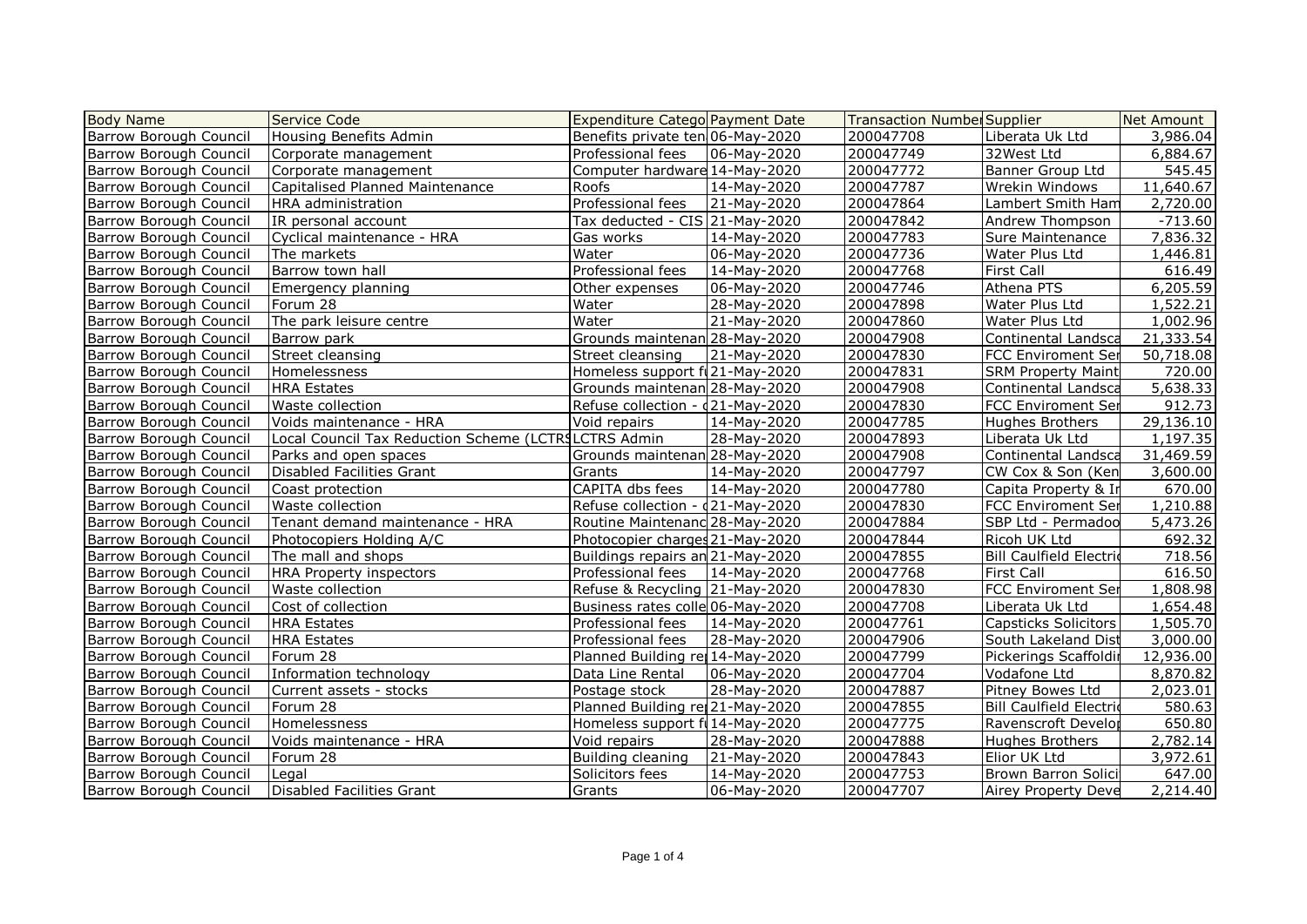| Body Name | Service Code | Expenditure Catego | Payment Date | Transaction Number | Supplier | Net Amount |
|---|---|---|---|---|---|---|
| Barrow Borough Council | Housing Benefits Admin | Benefits private ten | 06-May-2020 | 200047708 | Liberata Uk Ltd | 3,986.04 |
| Barrow Borough Council | Corporate management | Professional fees | 06-May-2020 | 200047749 | 32West Ltd | 6,884.67 |
| Barrow Borough Council | Corporate management | Computer hardware | 14-May-2020 | 200047772 | Banner Group Ltd | 545.45 |
| Barrow Borough Council | Capitalised Planned Maintenance | Roofs | 14-May-2020 | 200047787 | Wrekin Windows | 11,640.67 |
| Barrow Borough Council | HRA administration | Professional fees | 21-May-2020 | 200047864 | Lambert Smith Ham | 2,720.00 |
| Barrow Borough Council | IR personal account | Tax deducted - CIS | 21-May-2020 | 200047842 | Andrew Thompson | -713.60 |
| Barrow Borough Council | Cyclical maintenance - HRA | Gas works | 14-May-2020 | 200047783 | Sure Maintenance | 7,836.32 |
| Barrow Borough Council | The markets | Water | 06-May-2020 | 200047736 | Water Plus Ltd | 1,446.81 |
| Barrow Borough Council | Barrow town hall | Professional fees | 14-May-2020 | 200047768 | First Call | 616.49 |
| Barrow Borough Council | Emergency planning | Other expenses | 06-May-2020 | 200047746 | Athena PTS | 6,205.59 |
| Barrow Borough Council | Forum 28 | Water | 28-May-2020 | 200047898 | Water Plus Ltd | 1,522.21 |
| Barrow Borough Council | The park leisure centre | Water | 21-May-2020 | 200047860 | Water Plus Ltd | 1,002.96 |
| Barrow Borough Council | Barrow park | Grounds maintenan | 28-May-2020 | 200047908 | Continental Landsca | 21,333.54 |
| Barrow Borough Council | Street cleansing | Street cleansing | 21-May-2020 | 200047830 | FCC Enviroment Ser | 50,718.08 |
| Barrow Borough Council | Homelessness | Homeless support f | 21-May-2020 | 200047831 | SRM Property Maint | 720.00 |
| Barrow Borough Council | HRA Estates | Grounds maintenan | 28-May-2020 | 200047908 | Continental Landsca | 5,638.33 |
| Barrow Borough Council | Waste collection | Refuse collection - | 21-May-2020 | 200047830 | FCC Enviroment Ser | 912.73 |
| Barrow Borough Council | Voids maintenance - HRA | Void repairs | 14-May-2020 | 200047785 | Hughes Brothers | 29,136.10 |
| Barrow Borough Council | Local Council Tax Reduction Scheme (LCTRS | LCTRS Admin | 28-May-2020 | 200047893 | Liberata Uk Ltd | 1,197.35 |
| Barrow Borough Council | Parks and open spaces | Grounds maintenan | 28-May-2020 | 200047908 | Continental Landsca | 31,469.59 |
| Barrow Borough Council | Disabled Facilities Grant | Grants | 14-May-2020 | 200047797 | CW Cox & Son (Ken | 3,600.00 |
| Barrow Borough Council | Coast protection | CAPITA dbs fees | 14-May-2020 | 200047780 | Capita Property & Ir | 670.00 |
| Barrow Borough Council | Waste collection | Refuse collection - | 21-May-2020 | 200047830 | FCC Enviroment Ser | 1,210.88 |
| Barrow Borough Council | Tenant demand maintenance - HRA | Routine Maintenanc | 28-May-2020 | 200047884 | SBP Ltd - Permadoo | 5,473.26 |
| Barrow Borough Council | Photocopiers Holding A/C | Photocopier charges | 21-May-2020 | 200047844 | Ricoh UK Ltd | 692.32 |
| Barrow Borough Council | The mall and shops | Buildings repairs an | 21-May-2020 | 200047855 | Bill Caulfield Electric | 718.56 |
| Barrow Borough Council | HRA Property inspectors | Professional fees | 14-May-2020 | 200047768 | First Call | 616.50 |
| Barrow Borough Council | Waste collection | Refuse & Recycling | 21-May-2020 | 200047830 | FCC Enviroment Ser | 1,808.98 |
| Barrow Borough Council | Cost of collection | Business rates colle | 06-May-2020 | 200047708 | Liberata Uk Ltd | 1,654.48 |
| Barrow Borough Council | HRA Estates | Professional fees | 14-May-2020 | 200047761 | Capsticks Solicitors | 1,505.70 |
| Barrow Borough Council | HRA Estates | Professional fees | 28-May-2020 | 200047906 | South Lakeland Dist | 3,000.00 |
| Barrow Borough Council | Forum 28 | Planned Building re | 14-May-2020 | 200047799 | Pickerings Scaffoldi | 12,936.00 |
| Barrow Borough Council | Information technology | Data Line Rental | 06-May-2020 | 200047704 | Vodafone Ltd | 8,870.82 |
| Barrow Borough Council | Current assets - stocks | Postage stock | 28-May-2020 | 200047887 | Pitney Bowes Ltd | 2,023.01 |
| Barrow Borough Council | Forum 28 | Planned Building re | 21-May-2020 | 200047855 | Bill Caulfield Electric | 580.63 |
| Barrow Borough Council | Homelessness | Homeless support f | 14-May-2020 | 200047775 | Ravenscroft Develop | 650.80 |
| Barrow Borough Council | Voids maintenance - HRA | Void repairs | 28-May-2020 | 200047888 | Hughes Brothers | 2,782.14 |
| Barrow Borough Council | Forum 28 | Building cleaning | 21-May-2020 | 200047843 | Elior UK Ltd | 3,972.61 |
| Barrow Borough Council | Legal | Solicitors fees | 14-May-2020 | 200047753 | Brown Barron Solici | 647.00 |
| Barrow Borough Council | Disabled Facilities Grant | Grants | 06-May-2020 | 200047707 | Airey Property Deve | 2,214.40 |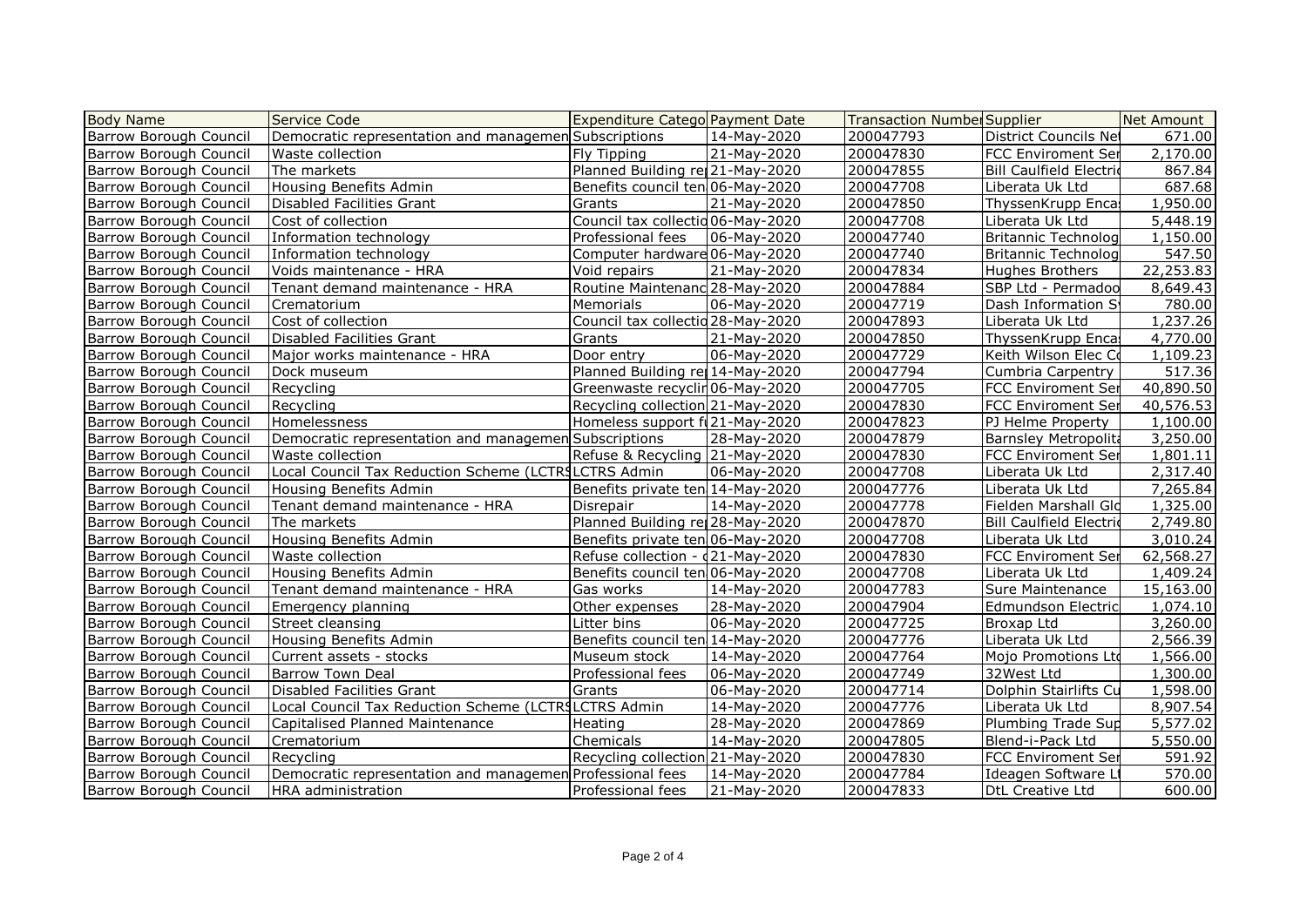| Body Name | Service Code | Expenditure Catego | Payment Date | Transaction Number | Supplier | Net Amount |
|---|---|---|---|---|---|---|
| Barrow Borough Council | Democratic representation and managemen | Subscriptions | 14-May-2020 | 200047793 | District Councils Net | 671.00 |
| Barrow Borough Council | Waste collection | Fly Tipping | 21-May-2020 | 200047830 | FCC Enviroment Ser | 2,170.00 |
| Barrow Borough Council | The markets | Planned Building re | 21-May-2020 | 200047855 | Bill Caulfield Electric | 867.84 |
| Barrow Borough Council | Housing Benefits Admin | Benefits council ten | 06-May-2020 | 200047708 | Liberata Uk Ltd | 687.68 |
| Barrow Borough Council | Disabled Facilities Grant | Grants | 21-May-2020 | 200047850 | ThyssenKrupp Encas | 1,950.00 |
| Barrow Borough Council | Cost of collection | Council tax collectio | 06-May-2020 | 200047708 | Liberata Uk Ltd | 5,448.19 |
| Barrow Borough Council | Information technology | Professional fees | 06-May-2020 | 200047740 | Britannic Technolog | 1,150.00 |
| Barrow Borough Council | Information technology | Computer hardware | 06-May-2020 | 200047740 | Britannic Technolog | 547.50 |
| Barrow Borough Council | Voids maintenance - HRA | Void repairs | 21-May-2020 | 200047834 | Hughes Brothers | 22,253.83 |
| Barrow Borough Council | Tenant demand maintenance - HRA | Routine Maintenanc | 28-May-2020 | 200047884 | SBP Ltd - Permadoo | 8,649.43 |
| Barrow Borough Council | Crematorium | Memorials | 06-May-2020 | 200047719 | Dash Information S | 780.00 |
| Barrow Borough Council | Cost of collection | Council tax collectio | 28-May-2020 | 200047893 | Liberata Uk Ltd | 1,237.26 |
| Barrow Borough Council | Disabled Facilities Grant | Grants | 21-May-2020 | 200047850 | ThyssenKrupp Encas | 4,770.00 |
| Barrow Borough Council | Major works maintenance - HRA | Door entry | 06-May-2020 | 200047729 | Keith Wilson Elec Co | 1,109.23 |
| Barrow Borough Council | Dock museum | Planned Building re | 14-May-2020 | 200047794 | Cumbria Carpentry | 517.36 |
| Barrow Borough Council | Recycling | Greenwaste recyclin | 06-May-2020 | 200047705 | FCC Enviroment Ser | 40,890.50 |
| Barrow Borough Council | Recycling | Recycling collection | 21-May-2020 | 200047830 | FCC Enviroment Ser | 40,576.53 |
| Barrow Borough Council | Homelessness | Homeless support fu | 21-May-2020 | 200047823 | PJ Helme Property | 1,100.00 |
| Barrow Borough Council | Democratic representation and managemen | Subscriptions | 28-May-2020 | 200047879 | Barnsley Metropolita | 3,250.00 |
| Barrow Borough Council | Waste collection | Refuse & Recycling | 21-May-2020 | 200047830 | FCC Enviroment Ser | 1,801.11 |
| Barrow Borough Council | Local Council Tax Reduction Scheme (LCTRS | LCTRS Admin | 06-May-2020 | 200047708 | Liberata Uk Ltd | 2,317.40 |
| Barrow Borough Council | Housing Benefits Admin | Benefits private ten | 14-May-2020 | 200047776 | Liberata Uk Ltd | 7,265.84 |
| Barrow Borough Council | Tenant demand maintenance - HRA | Disrepair | 14-May-2020 | 200047778 | Fielden Marshall Glo | 1,325.00 |
| Barrow Borough Council | The markets | Planned Building re | 28-May-2020 | 200047870 | Bill Caulfield Electric | 2,749.80 |
| Barrow Borough Council | Housing Benefits Admin | Benefits private ten | 06-May-2020 | 200047708 | Liberata Uk Ltd | 3,010.24 |
| Barrow Borough Council | Waste collection | Refuse collection - c | 21-May-2020 | 200047830 | FCC Enviroment Ser | 62,568.27 |
| Barrow Borough Council | Housing Benefits Admin | Benefits council ten | 06-May-2020 | 200047708 | Liberata Uk Ltd | 1,409.24 |
| Barrow Borough Council | Tenant demand maintenance - HRA | Gas works | 14-May-2020 | 200047783 | Sure Maintenance | 15,163.00 |
| Barrow Borough Council | Emergency planning | Other expenses | 28-May-2020 | 200047904 | Edmundson Electric | 1,074.10 |
| Barrow Borough Council | Street cleansing | Litter bins | 06-May-2020 | 200047725 | Broxap Ltd | 3,260.00 |
| Barrow Borough Council | Housing Benefits Admin | Benefits council ten | 14-May-2020 | 200047776 | Liberata Uk Ltd | 2,566.39 |
| Barrow Borough Council | Current assets - stocks | Museum stock | 14-May-2020 | 200047764 | Mojo Promotions Ltd | 1,566.00 |
| Barrow Borough Council | Barrow Town Deal | Professional fees | 06-May-2020 | 200047749 | 32West Ltd | 1,300.00 |
| Barrow Borough Council | Disabled Facilities Grant | Grants | 06-May-2020 | 200047714 | Dolphin Stairlifts Cu | 1,598.00 |
| Barrow Borough Council | Local Council Tax Reduction Scheme (LCTRS | LCTRS Admin | 14-May-2020 | 200047776 | Liberata Uk Ltd | 8,907.54 |
| Barrow Borough Council | Capitalised Planned Maintenance | Heating | 28-May-2020 | 200047869 | Plumbing Trade Sup | 5,577.02 |
| Barrow Borough Council | Crematorium | Chemicals | 14-May-2020 | 200047805 | Blend-i-Pack Ltd | 5,550.00 |
| Barrow Borough Council | Recycling | Recycling collection | 21-May-2020 | 200047830 | FCC Enviroment Ser | 591.92 |
| Barrow Borough Council | Democratic representation and managemen | Professional fees | 14-May-2020 | 200047784 | Ideagen Software Lt | 570.00 |
| Barrow Borough Council | HRA administration | Professional fees | 21-May-2020 | 200047833 | DtL Creative Ltd | 600.00 |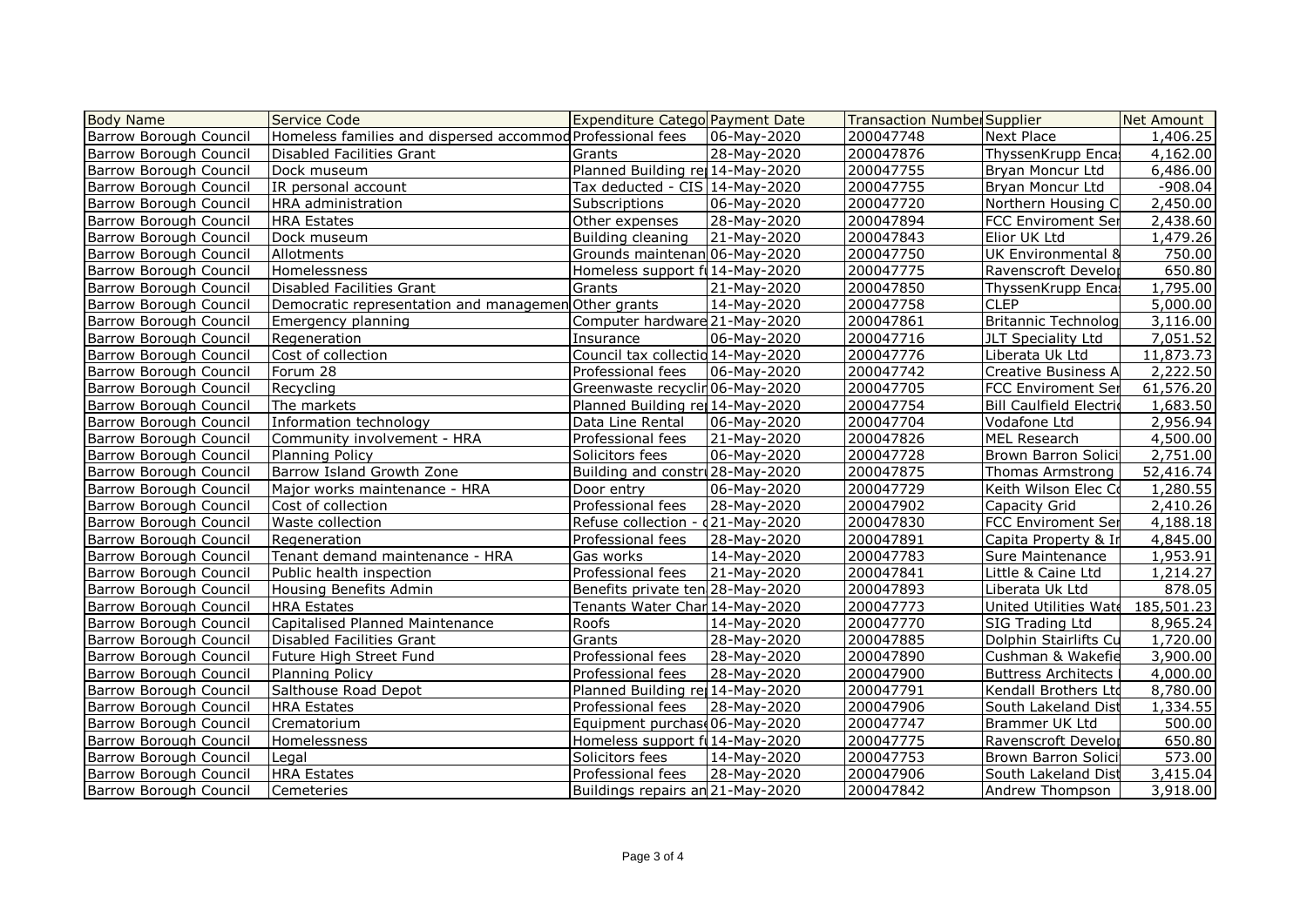| Body Name | Service Code | Expenditure Catego | Payment Date | Transaction Number | Supplier | Net Amount |
|---|---|---|---|---|---|---|
| Barrow Borough Council | Homeless families and dispersed accommod | Professional fees | 06-May-2020 | 200047748 | Next Place | 1,406.25 |
| Barrow Borough Council | Disabled Facilities Grant | Grants | 28-May-2020 | 200047876 | ThyssenKrupp Enca | 4,162.00 |
| Barrow Borough Council | Dock museum | Planned Building re | 14-May-2020 | 200047755 | Bryan Moncur Ltd | 6,486.00 |
| Barrow Borough Council | IR personal account | Tax deducted - CIS | 14-May-2020 | 200047755 | Bryan Moncur Ltd | -908.04 |
| Barrow Borough Council | HRA administration | Subscriptions | 06-May-2020 | 200047720 | Northern Housing C | 2,450.00 |
| Barrow Borough Council | HRA Estates | Other expenses | 28-May-2020 | 200047894 | FCC Enviroment Ser | 2,438.60 |
| Barrow Borough Council | Dock museum | Building cleaning | 21-May-2020 | 200047843 | Elior UK Ltd | 1,479.26 |
| Barrow Borough Council | Allotments | Grounds maintenan | 06-May-2020 | 200047750 | UK Environmental & | 750.00 |
| Barrow Borough Council | Homelessness | Homeless support f | 14-May-2020 | 200047775 | Ravenscroft Develo | 650.80 |
| Barrow Borough Council | Disabled Facilities Grant | Grants | 21-May-2020 | 200047850 | ThyssenKrupp Enca | 1,795.00 |
| Barrow Borough Council | Democratic representation and managemen | Other grants | 14-May-2020 | 200047758 | CLEP | 5,000.00 |
| Barrow Borough Council | Emergency planning | Computer hardware | 21-May-2020 | 200047861 | Britannic Technolog | 3,116.00 |
| Barrow Borough Council | Regeneration | Insurance | 06-May-2020 | 200047716 | JLT Speciality Ltd | 7,051.52 |
| Barrow Borough Council | Cost of collection | Council tax collectio | 14-May-2020 | 200047776 | Liberata Uk Ltd | 11,873.73 |
| Barrow Borough Council | Forum 28 | Professional fees | 06-May-2020 | 200047742 | Creative Business A | 2,222.50 |
| Barrow Borough Council | Recycling | Greenwaste recyclir | 06-May-2020 | 200047705 | FCC Enviroment Ser | 61,576.20 |
| Barrow Borough Council | The markets | Planned Building re | 14-May-2020 | 200047754 | Bill Caulfield Electri | 1,683.50 |
| Barrow Borough Council | Information technology | Data Line Rental | 06-May-2020 | 200047704 | Vodafone Ltd | 2,956.94 |
| Barrow Borough Council | Community involvement - HRA | Professional fees | 21-May-2020 | 200047826 | MEL Research | 4,500.00 |
| Barrow Borough Council | Planning Policy | Solicitors fees | 06-May-2020 | 200047728 | Brown Barron Solici | 2,751.00 |
| Barrow Borough Council | Barrow Island Growth Zone | Building and constr | 28-May-2020 | 200047875 | Thomas Armstrong | 52,416.74 |
| Barrow Borough Council | Major works maintenance - HRA | Door entry | 06-May-2020 | 200047729 | Keith Wilson Elec C | 1,280.55 |
| Barrow Borough Council | Cost of collection | Professional fees | 28-May-2020 | 200047902 | Capacity Grid | 2,410.26 |
| Barrow Borough Council | Waste collection | Refuse collection - | 21-May-2020 | 200047830 | FCC Enviroment Ser | 4,188.18 |
| Barrow Borough Council | Regeneration | Professional fees | 28-May-2020 | 200047891 | Capita Property & I | 4,845.00 |
| Barrow Borough Council | Tenant demand maintenance - HRA | Gas works | 14-May-2020 | 200047783 | Sure Maintenance | 1,953.91 |
| Barrow Borough Council | Public health inspection | Professional fees | 21-May-2020 | 200047841 | Little & Caine Ltd | 1,214.27 |
| Barrow Borough Council | Housing Benefits Admin | Benefits private ten | 28-May-2020 | 200047893 | Liberata Uk Ltd | 878.05 |
| Barrow Borough Council | HRA Estates | Tenants Water Char | 14-May-2020 | 200047773 | United Utilities Wat | 185,501.23 |
| Barrow Borough Council | Capitalised Planned Maintenance | Roofs | 14-May-2020 | 200047770 | SIG Trading Ltd | 8,965.24 |
| Barrow Borough Council | Disabled Facilities Grant | Grants | 28-May-2020 | 200047885 | Dolphin Stairlifts Cu | 1,720.00 |
| Barrow Borough Council | Future High Street Fund | Professional fees | 28-May-2020 | 200047890 | Cushman & Wakefie | 3,900.00 |
| Barrow Borough Council | Planning Policy | Professional fees | 28-May-2020 | 200047900 | Buttress Architects | 4,000.00 |
| Barrow Borough Council | Salthouse Road Depot | Planned Building re | 14-May-2020 | 200047791 | Kendall Brothers Ltd | 8,780.00 |
| Barrow Borough Council | HRA Estates | Professional fees | 28-May-2020 | 200047906 | South Lakeland Dist | 1,334.55 |
| Barrow Borough Council | Crematorium | Equipment purchas | 06-May-2020 | 200047747 | Brammer UK Ltd | 500.00 |
| Barrow Borough Council | Homelessness | Homeless support f | 14-May-2020 | 200047775 | Ravenscroft Develo | 650.80 |
| Barrow Borough Council | Legal | Solicitors fees | 14-May-2020 | 200047753 | Brown Barron Solici | 573.00 |
| Barrow Borough Council | HRA Estates | Professional fees | 28-May-2020 | 200047906 | South Lakeland Dist | 3,415.04 |
| Barrow Borough Council | Cemeteries | Buildings repairs an | 21-May-2020 | 200047842 | Andrew Thompson | 3,918.00 |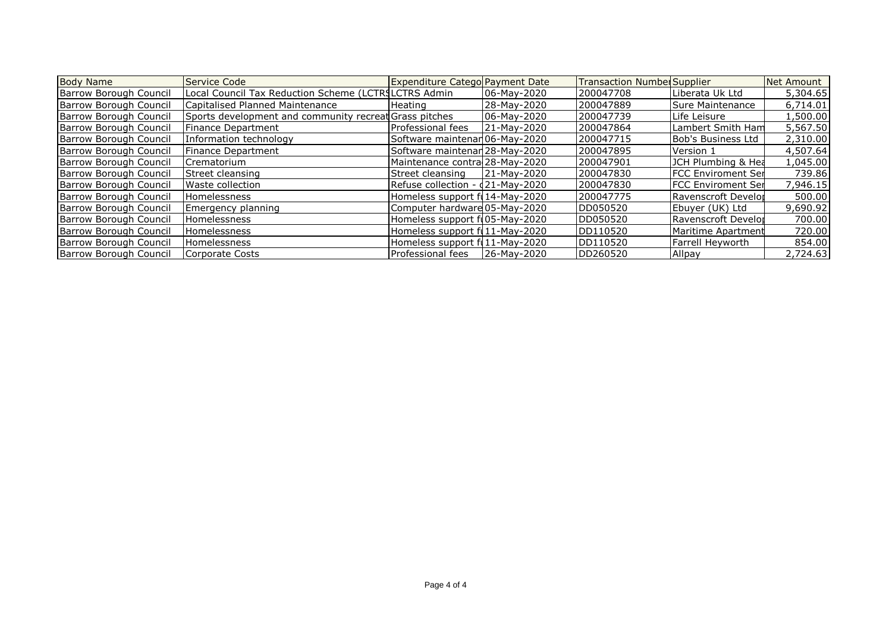| Body Name | Service Code | Expenditure Catego | Payment Date | Transaction Numbe | Supplier | Net Amount |
|---|---|---|---|---|---|---|
| Barrow Borough Council | Local Council Tax Reduction Scheme (LCTRS | LCTRS Admin | 06-May-2020 | 200047708 | Liberata Uk Ltd | 5,304.65 |
| Barrow Borough Council | Capitalised Planned Maintenance | Heating | 28-May-2020 | 200047889 | Sure Maintenance | 6,714.01 |
| Barrow Borough Council | Sports development and community recreat | Grass pitches | 06-May-2020 | 200047739 | Life Leisure | 1,500.00 |
| Barrow Borough Council | Finance Department | Professional fees | 21-May-2020 | 200047864 | Lambert Smith Ham | 5,567.50 |
| Barrow Borough Council | Information technology | Software maintenar | 06-May-2020 | 200047715 | Bob's Business Ltd | 2,310.00 |
| Barrow Borough Council | Finance Department | Software maintenar | 28-May-2020 | 200047895 | Version 1 | 4,507.64 |
| Barrow Borough Council | Crematorium | Maintenance contra | 28-May-2020 | 200047901 | JCH Plumbing & Hea | 1,045.00 |
| Barrow Borough Council | Street cleansing | Street cleansing | 21-May-2020 | 200047830 | FCC Enviroment Ser | 739.86 |
| Barrow Borough Council | Waste collection | Refuse collection - c | 21-May-2020 | 200047830 | FCC Enviroment Ser | 7,946.15 |
| Barrow Borough Council | Homelessness | Homeless support f | 14-May-2020 | 200047775 | Ravenscroft Develop | 500.00 |
| Barrow Borough Council | Emergency planning | Computer hardware | 05-May-2020 | DD050520 | Ebuyer (UK) Ltd | 9,690.92 |
| Barrow Borough Council | Homelessness | Homeless support f | 05-May-2020 | DD050520 | Ravenscroft Develop | 700.00 |
| Barrow Borough Council | Homelessness | Homeless support f | 11-May-2020 | DD110520 | Maritime Apartment | 720.00 |
| Barrow Borough Council | Homelessness | Homeless support f | 11-May-2020 | DD110520 | Farrell Heyworth | 854.00 |
| Barrow Borough Council | Corporate Costs | Professional fees | 26-May-2020 | DD260520 | Allpay | 2,724.63 |